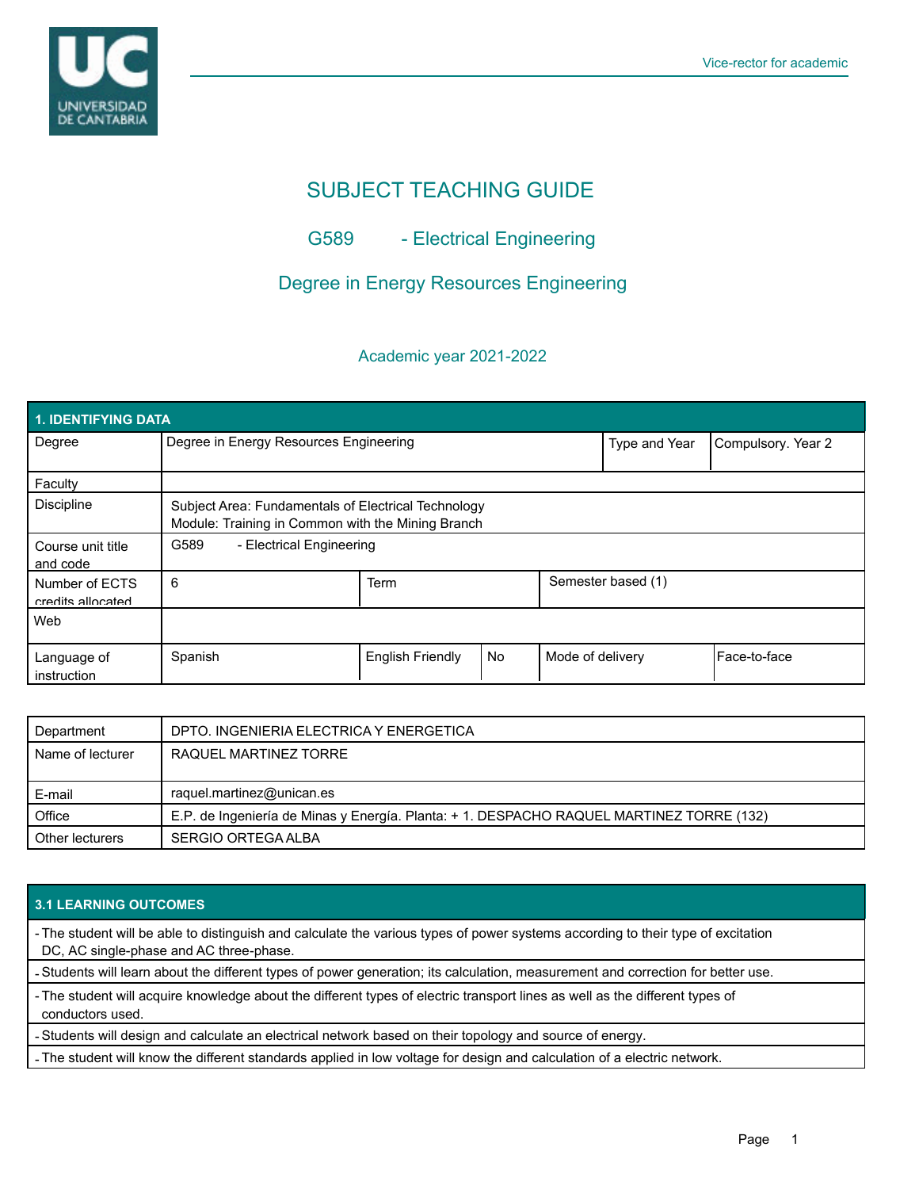# SUBJECT TEACHING GUIDE

## G589 - Electrical Engineering

## Degree in Energy Resources Engineering

### Academic year 2021-2022

| 1. IDENTIFYING DATA | | | | | |
|---|---|---|---|---|---|
| Degree | Degree in Energy Resources Engineering | | | Type and Year | Compulsory. Year 2 |
| Faculty | | | | | |
| Discipline | Subject Area: Fundamentals of Electrical Technology<br>Module: Training in Common with the Mining Branch | | | | |
| Course unit title and code | G589 - Electrical Engineering | | | | |
| Number of ECTS credits allocated | 6 | Term | | Semester based (1) | |
| Web | | | | | |
| Language of instruction | Spanish | English Friendly | No | Mode of delivery | Face-to-face |

| Department | DPTO. INGENIERIA ELECTRICA Y ENERGETICA |
|---|---|
| Name of lecturer | RAQUEL MARTINEZ TORRE |
| E-mail | raquel.martinez@unican.es |
| Office | E.P. de Ingeniería de Minas y Energía. Planta: + 1. DESPACHO RAQUEL MARTINEZ TORRE (132) |
| Other lecturers | SERGIO ORTEGA ALBA |

| 3.1 LEARNING OUTCOMES |
|---|
| - The student will be able to distinguish and calculate the various types of power systems according to their type of excitation DC, AC single-phase and AC three-phase. |
| - Students will learn about the different types of power generation; its calculation, measurement and correction for better use. |
| - The student will acquire knowledge about the different types of electric transport lines as well as the different types of conductors used. |
| - Students will design and calculate an electrical network based on their topology and source of energy. |
| - The student will know the different standards applied in low voltage for design and calculation of a electric network. |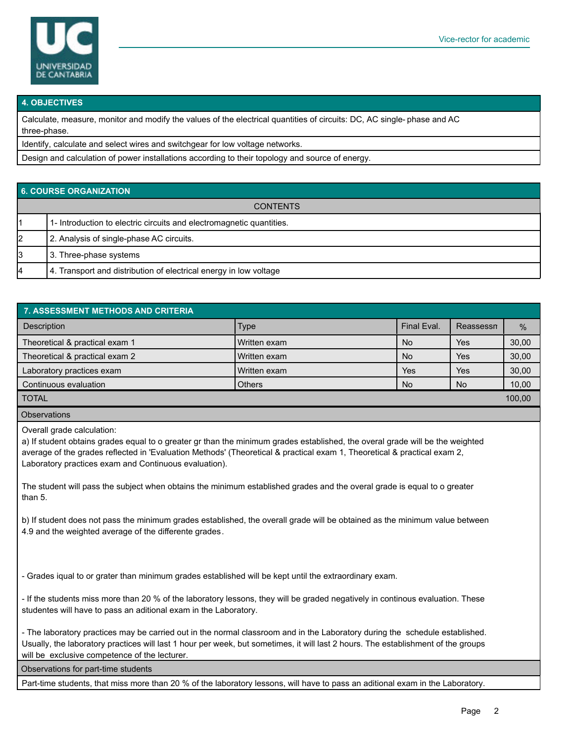## 4. OBJECTIVES

Calculate, measure, monitor and modify the values of the electrical quantities of circuits: DC, AC single- phase and AC three-phase.

Identify, calculate and select wires and switchgear for low voltage networks.

Design and calculation of power installations according to their topology and source of energy.

## 6. COURSE ORGANIZATION

| | CONTENTS |
|---|---|
| 1 | 1- Introduction to electric circuits and electromagnetic quantities. |
| 2 | 2. Analysis of single-phase AC circuits. |
| 3 | 3. Three-phase systems |
| 4 | 4. Transport and distribution of electrical energy in low voltage |

## 7. ASSESSMENT METHODS AND CRITERIA

| Description | Type | Final Eval. | Reassessn | % |
|---|---|---|---|---|
| Theoretical & practical exam 1 | Written exam | No | Yes | 30,00 |
| Theoretical & practical exam 2 | Written exam | No | Yes | 30,00 |
| Laboratory practices exam | Written exam | Yes | Yes | 30,00 |
| Continuous evaluation | Others | No | No | 10,00 |
| TOTAL | | | | 100,00 |

**Observations**

Overall grade calculation:
a) If student obtains grades equal to o greater gr than the minimum grades established, the overal grade will be the weighted average of the grades reflected in 'Evaluation Methods' (Theoretical & practical exam 1, Theoretical & practical exam 2, Laboratory practices exam and Continuous evaluation).

The student will pass the subject when obtains the minimum established grades and the overal grade is equal to o greater than 5.

b) If student does not pass the minimum grades established, the overall grade will be obtained as the minimum value between 4.9 and the weighted average of the differente grades.

- Grades iqual to or grater than minimum grades established will be kept until the extraordinary exam.

- If the students miss more than 20 % of the laboratory lessons, they will be graded negatively in continous evaluation. These studentes will have to pass an aditional exam in the Laboratory.

- The laboratory practices may be carried out in the normal classroom and in the Laboratory during the schedule established. Usually, the laboratory practices will last 1 hour per week, but sometimes, it will last 2 hours. The establishment of the groups will be exclusive competence of the lecturer.

**Observations for part-time students**

Part-time students, that miss more than 20 % of the laboratory lessons, will have to pass an aditional exam in the Laboratory.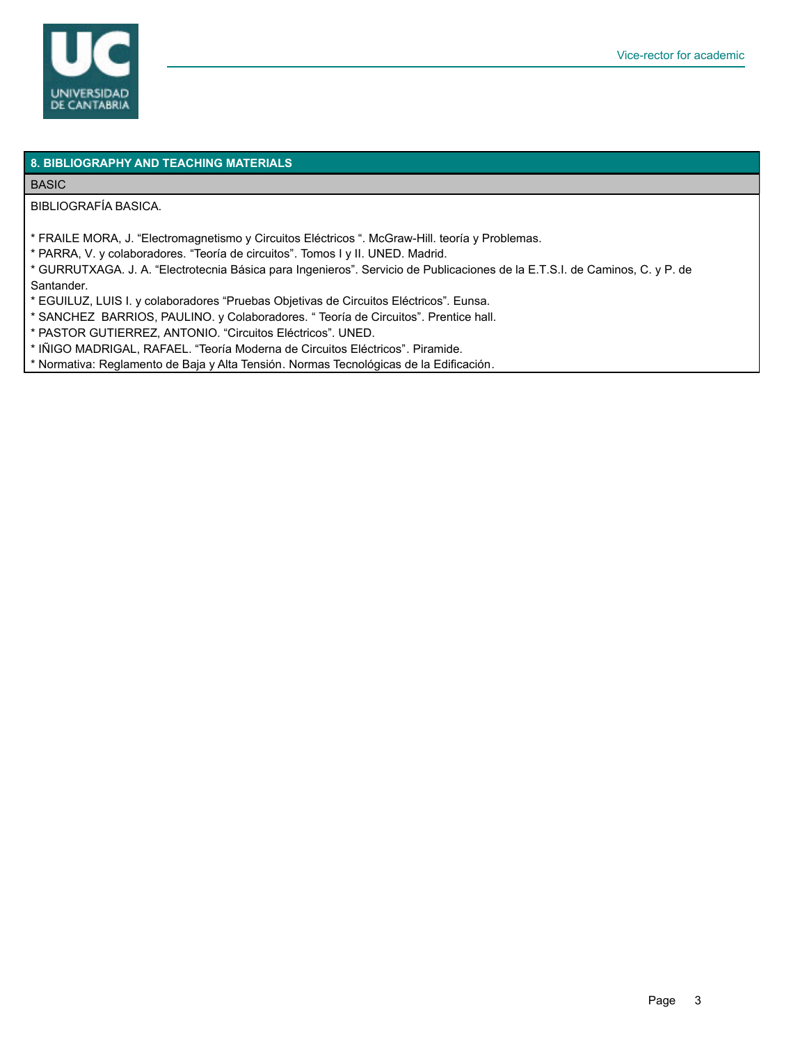## 8. BIBLIOGRAPHY AND TEACHING MATERIALS

### BASIC

BIBLIOGRAFÍA BASICA.

* FRAILE MORA, J. “Electromagnetismo y Circuitos Eléctricos “. McGraw-Hill. teoría y Problemas.
* PARRA, V. y colaboradores. “Teoría de circuitos”. Tomos I y II. UNED. Madrid.
* GURRUTXAGA. J. A. “Electrotecnia Básica para Ingenieros”. Servicio de Publicaciones de la E.T.S.I. de Caminos, C. y P. de Santander.
* EGUILUZ, LUIS I. y colaboradores “Pruebas Objetivas de Circuitos Eléctricos”. Eunsa.
* SANCHEZ BARRIOS, PAULINO. y Colaboradores. “ Teoría de Circuitos”. Prentice hall.
* PASTOR GUTIERREZ, ANTONIO. “Circuitos Eléctricos”. UNED.
* IÑIGO MADRIGAL, RAFAEL. “Teoría Moderna de Circuitos Eléctricos”. Piramide.
* Normativa: Reglamento de Baja y Alta Tensión. Normas Tecnológicas de la Edificación.